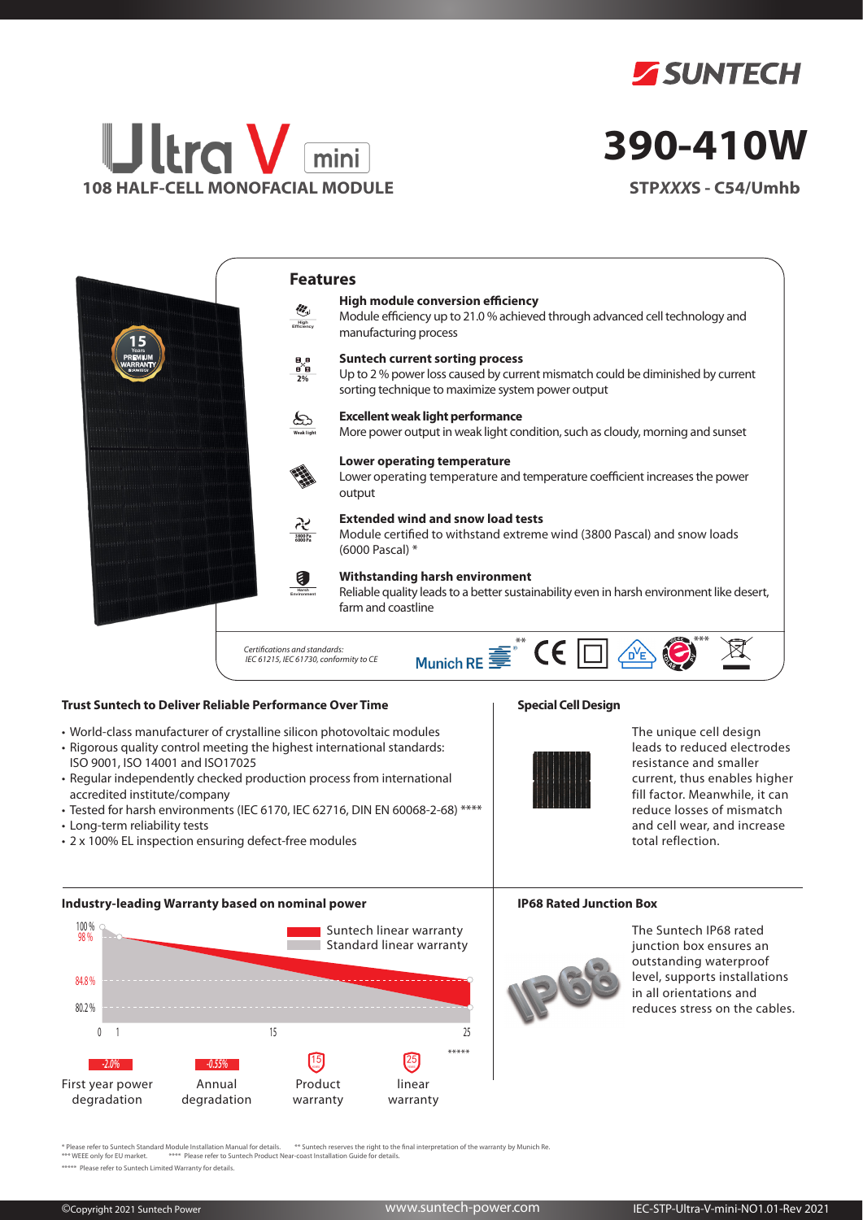SUNTECH

# Ultra V mini

## 108 HALF-CELL MONOFACIAL MODULE

# 390-410W

**STPXXXS - C54/Umhb**

15 Years PREMIUM WARRANTY

## Features

**High module conversion efficiency**
Module efficiency up to 21.0 % achieved through advanced cell technology and manufacturing process

**Suntech current sorting process**
Up to 2 % power loss caused by current mismatch could be diminished by current sorting technique to maximize system power output

**Excellent weak light performance**
More power output in weak light condition, such as cloudy, morning and sunset

**Lower operating temperature**
Lower operating temperature and temperature coefficient increases the power output

**Extended wind and snow load tests**
Module certified to withstand extreme wind (3800 Pascal) and snow loads (6000 Pascal) *

**Withstanding harsh environment**
Reliable quality leads to a better sustainability even in harsh environment like desert, farm and coastline

*Certifications and standards:*
*IEC 61215, IEC 61730, conformity to CE*

Munich RE ** CE ***

### Trust Suntech to Deliver Reliable Performance Over Time

- World-class manufacturer of crystalline silicon photovoltaic modules
- Rigorous quality control meeting the highest international standards: ISO 9001, ISO 14001 and ISO17025
- Regular independently checked production process from international accredited institute/company
- Tested for harsh environments (IEC 6170, IEC 62716, DIN EN 60068-2-68) ****
- Long-term reliability tests
- 2 x 100% EL inspection ensuring defect-free modules

### Special Cell Design

The unique cell design leads to reduced electrodes resistance and smaller current, thus enables higher fill factor. Meanwhile, it can reduce losses of mismatch and cell wear, and increase total reflection.

### Industry-leading Warranty based on nominal power

Suntech linear warranty
Standard linear warranty

100 %
98 %
84.8 %
80.2 %
0 1 15 25

*****

-2.0% First year power degradation

-0.55% Annual degradation

15 Product warranty

25 linear warranty

### IP68 Rated Junction Box

The Suntech IP68 rated junction box ensures an outstanding waterproof level, supports installations in all orientations and reduces stress on the cables.

\* Please refer to Suntech Standard Module Installation Manual for details. ** Suntech reserves the right to the final interpretation of the warranty by Munich Re.
*** WEEE only for EU market. **** Please refer to Suntech Product Near-coast Installation Guide for details.
***** Please refer to Suntech Limited Warranty for details.

©Copyright 2021 Suntech Power www.suntech-power.com IEC-STP-Ultra-V-mini-NO1.01-Rev 2021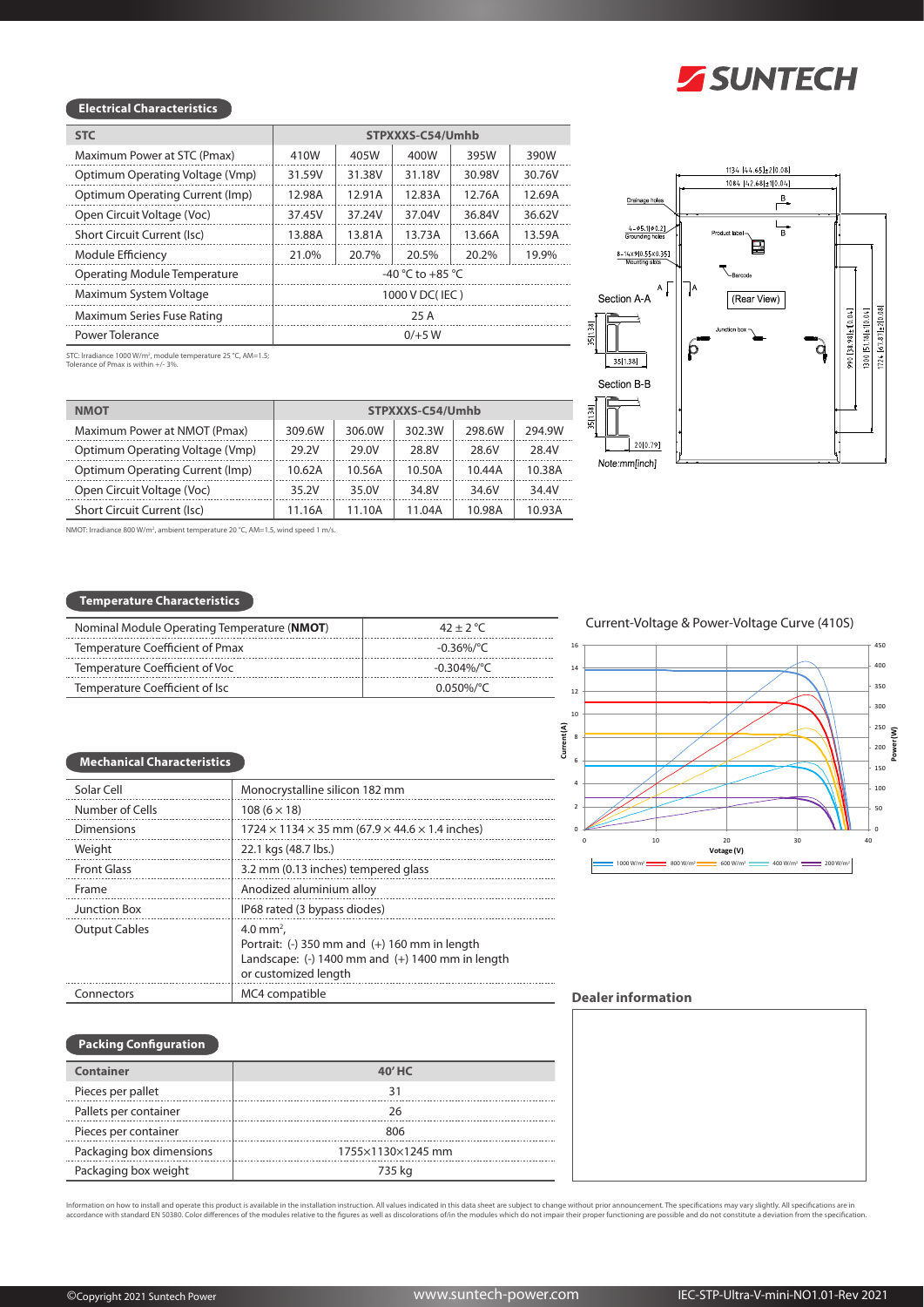# SUNTECH

## Electrical Characteristics

| STC | STPXXXS-C54/Umhb | | | | |
|---|---|---|---|---|---|
| Maximum Power at STC (Pmax) | 410W | 405W | 400W | 395W | 390W |
| Optimum Operating Voltage (Vmp) | 31.59V | 31.38V | 31.18V | 30.98V | 30.76V |
| Optimum Operating Current (Imp) | 12.98A | 12.91A | 12.83A | 12.76A | 12.69A |
| Open Circuit Voltage (Voc) | 37.45V | 37.24V | 37.04V | 36.84V | 36.62V |
| Short Circuit Current (Isc) | 13.88A | 13.81A | 13.73A | 13.66A | 13.59A |
| Module Efficiency | 21.0% | 20.7% | 20.5% | 20.2% | 19.9% |
| Operating Module Temperature | -40 °C to +85 °C | | | | |
| Maximum System Voltage | 1000 V DC( IEC ) | | | | |
| Maximum Series Fuse Rating | 25 A | | | | |
| Power Tolerance | 0/+5 W | | | | |

STC: Irradiance 1000 W/m², module temperature 25 °C, AM=1.5;
Tolerance of Pmax is within +/- 3%.

| NMOT | STPXXXS-C54/Umhb | | | | |
|---|---|---|---|---|---|
| Maximum Power at NMOT (Pmax) | 309.6W | 306.0W | 302.3W | 298.6W | 294.9W |
| Optimum Operating Voltage (Vmp) | 29.2V | 29.0V | 28.8V | 28.6V | 28.4V |
| Optimum Operating Current (Imp) | 10.62A | 10.56A | 10.50A | 10.44A | 10.38A |
| Open Circuit Voltage (Voc) | 35.2V | 35.0V | 34.8V | 34.6V | 34.4V |
| Short Circuit Current (Isc) | 11.16A | 11.10A | 11.04A | 10.98A | 10.93A |

NMOT: Irradiance 800 W/m², ambient temperature 20 °C, AM=1.5, wind speed 1 m/s.

1134 [44.65]±2[0.08]
1084 [42.68]±1[0.04]
Drainage holes
4-Φ5.1[Φ0.2] Grounding holes
8-14X9[0.55X0.35] Mounting slots
Product label
Barcode
(Rear View)
Junction box
Section A-A
35[1.38]
35[1.38]
Section B-B
35[1.38]
20[0.79]
990 [38.98]±1[0.04]
1300 [51.18]±1[0.04]
1724 [67.87]±2[0.08]
Note:mm[inch]

## Temperature Characteristics

| | |
|---|---|
| Nominal Module Operating Temperature (**NMOT**) | 42 ± 2 °C |
| Temperature Coefficient of Pmax | -0.36%/°C |
| Temperature Coefficient of Voc | -0.304%/°C |
| Temperature Coefficient of Isc | 0.050%/°C |

Current-Voltage & Power-Voltage Curve (410S)

Current(A)
Power(W)
Votage (V)
1000 W/m² 800 W/m² 600 W/m² 400 W/m² 200 W/m²

## Mechanical Characteristics

| | |
|---|---|
| Solar Cell | Monocrystalline silicon 182 mm |
| Number of Cells | 108 (6 × 18) |
| Dimensions | 1724 × 1134 × 35 mm (67.9 × 44.6 × 1.4 inches) |
| Weight | 22.1 kgs (48.7 lbs.) |
| Front Glass | 3.2 mm (0.13 inches) tempered glass |
| Frame | Anodized aluminium alloy |
| Junction Box | IP68 rated (3 bypass diodes) |
| Output Cables | 4.0 mm², Portrait: (-) 350 mm and (+) 160 mm in length Landscape: (-) 1400 mm and (+) 1400 mm in length or customized length |
| Connectors | MC4 compatible |

## Packing Configuration

| Container | 40' HC |
|---|---|
| Pieces per pallet | 31 |
| Pallets per container | 26 |
| Pieces per container | 806 |
| Packaging box dimensions | 1755×1130×1245 mm |
| Packaging box weight | 735 kg |

**Dealer information**

Information on how to install and operate this product is available in the installation instruction. All values indicated in this data sheet are subject to change without prior announcement. The specifications may vary slightly. All specifications are in accordance with standard EN 50380. Color differences of the modules relative to the figures as well as discolorations of/in the modules which do not impair their proper functioning are possible and do not constitute a deviation from the specification.

©Copyright 2021 Suntech Power www.suntech-power.com IEC-STP-Ultra-V-mini-NO1.01-Rev 2021